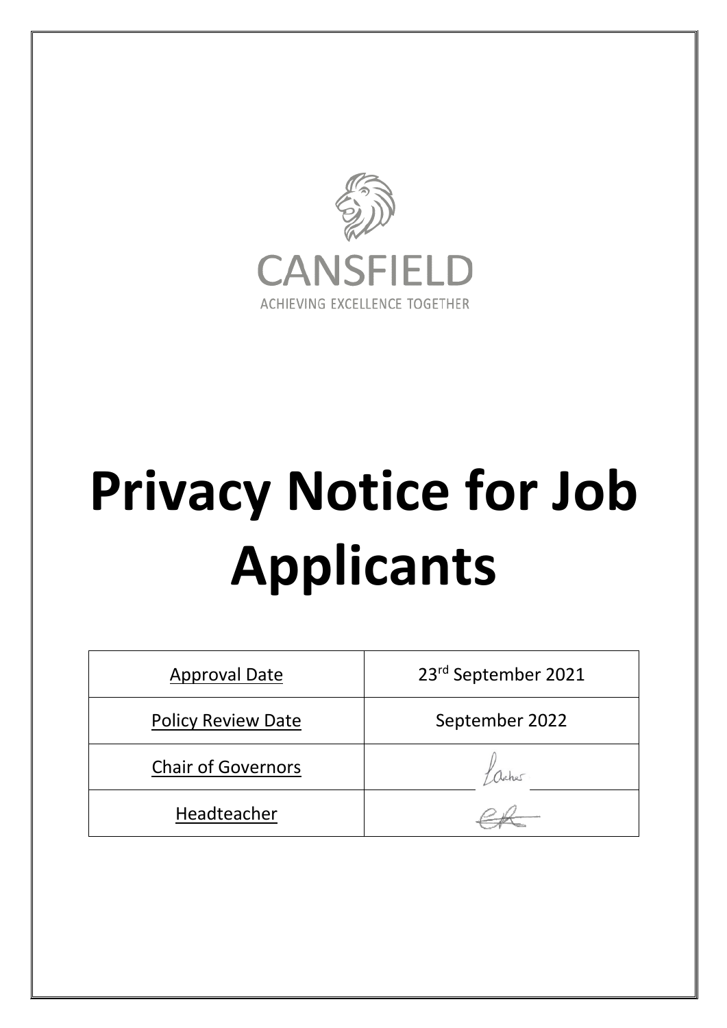CANSFIELD

ACHIEVING EXCELLENCE TOGETHER

# Privacy Notice for Job Applicants

| Approval Date | 23rd September 2021 |
|---|---|
| Policy Review Date | September 2022 |
| Chair of Governors | |
| Headteacher | |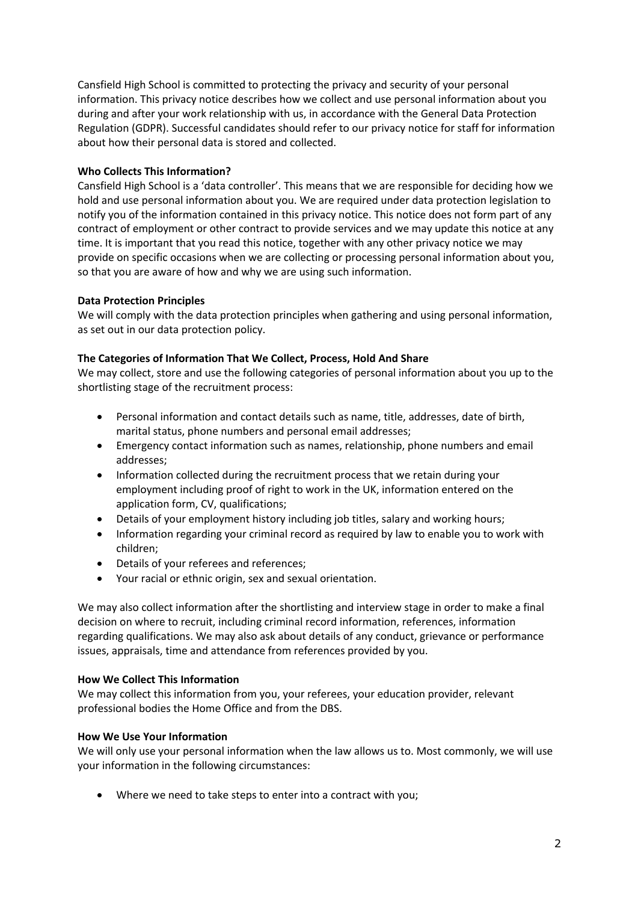Cansfield High School is committed to protecting the privacy and security of your personal information. This privacy notice describes how we collect and use personal information about you during and after your work relationship with us, in accordance with the General Data Protection Regulation (GDPR). Successful candidates should refer to our privacy notice for staff for information about how their personal data is stored and collected.

**Who Collects This Information?**

Cansfield High School is a 'data controller'. This means that we are responsible for deciding how we hold and use personal information about you. We are required under data protection legislation to notify you of the information contained in this privacy notice. This notice does not form part of any contract of employment or other contract to provide services and we may update this notice at any time. It is important that you read this notice, together with any other privacy notice we may provide on specific occasions when we are collecting or processing personal information about you, so that you are aware of how and why we are using such information.

**Data Protection Principles**

We will comply with the data protection principles when gathering and using personal information, as set out in our data protection policy.

**The Categories of Information That We Collect, Process, Hold And Share**

We may collect, store and use the following categories of personal information about you up to the shortlisting stage of the recruitment process:

- Personal information and contact details such as name, title, addresses, date of birth, marital status, phone numbers and personal email addresses;
- Emergency contact information such as names, relationship, phone numbers and email addresses;
- Information collected during the recruitment process that we retain during your employment including proof of right to work in the UK, information entered on the application form, CV, qualifications;
- Details of your employment history including job titles, salary and working hours;
- Information regarding your criminal record as required by law to enable you to work with children;
- Details of your referees and references;
- Your racial or ethnic origin, sex and sexual orientation.

We may also collect information after the shortlisting and interview stage in order to make a final decision on where to recruit, including criminal record information, references, information regarding qualifications. We may also ask about details of any conduct, grievance or performance issues, appraisals, time and attendance from references provided by you.

**How We Collect This Information**

We may collect this information from you, your referees, your education provider, relevant professional bodies the Home Office and from the DBS.

**How We Use Your Information**

We will only use your personal information when the law allows us to. Most commonly, we will use your information in the following circumstances:

- Where we need to take steps to enter into a contract with you;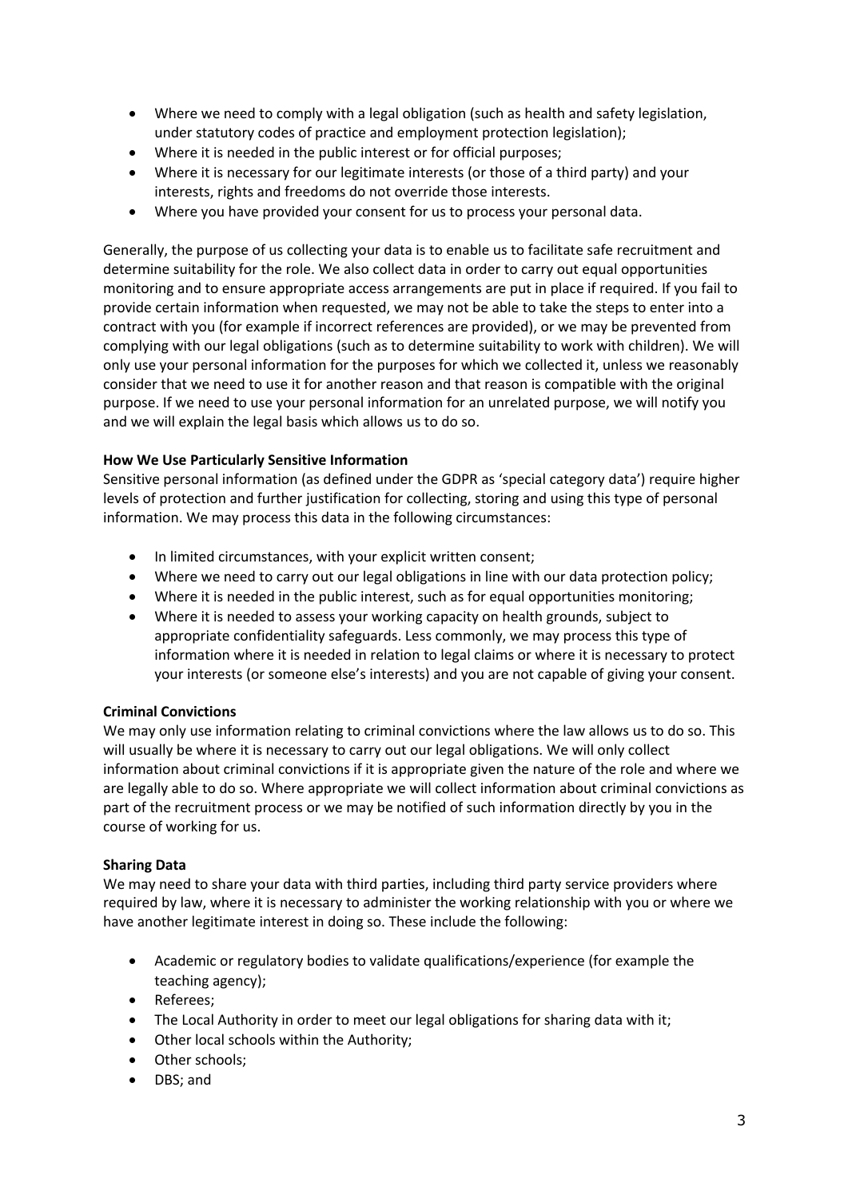- Where we need to comply with a legal obligation (such as health and safety legislation, under statutory codes of practice and employment protection legislation);
- Where it is needed in the public interest or for official purposes;
- Where it is necessary for our legitimate interests (or those of a third party) and your interests, rights and freedoms do not override those interests.
- Where you have provided your consent for us to process your personal data.

Generally, the purpose of us collecting your data is to enable us to facilitate safe recruitment and determine suitability for the role. We also collect data in order to carry out equal opportunities monitoring and to ensure appropriate access arrangements are put in place if required. If you fail to provide certain information when requested, we may not be able to take the steps to enter into a contract with you (for example if incorrect references are provided), or we may be prevented from complying with our legal obligations (such as to determine suitability to work with children). We will only use your personal information for the purposes for which we collected it, unless we reasonably consider that we need to use it for another reason and that reason is compatible with the original purpose. If we need to use your personal information for an unrelated purpose, we will notify you and we will explain the legal basis which allows us to do so.

**How We Use Particularly Sensitive Information**

Sensitive personal information (as defined under the GDPR as 'special category data') require higher levels of protection and further justification for collecting, storing and using this type of personal information. We may process this data in the following circumstances:

- In limited circumstances, with your explicit written consent;
- Where we need to carry out our legal obligations in line with our data protection policy;
- Where it is needed in the public interest, such as for equal opportunities monitoring;
- Where it is needed to assess your working capacity on health grounds, subject to appropriate confidentiality safeguards. Less commonly, we may process this type of information where it is needed in relation to legal claims or where it is necessary to protect your interests (or someone else's interests) and you are not capable of giving your consent.

**Criminal Convictions**

We may only use information relating to criminal convictions where the law allows us to do so. This will usually be where it is necessary to carry out our legal obligations. We will only collect information about criminal convictions if it is appropriate given the nature of the role and where we are legally able to do so. Where appropriate we will collect information about criminal convictions as part of the recruitment process or we may be notified of such information directly by you in the course of working for us.

**Sharing Data**

We may need to share your data with third parties, including third party service providers where required by law, where it is necessary to administer the working relationship with you or where we have another legitimate interest in doing so. These include the following:

- Academic or regulatory bodies to validate qualifications/experience (for example the teaching agency);
- Referees;
- The Local Authority in order to meet our legal obligations for sharing data with it;
- Other local schools within the Authority;
- Other schools;
- DBS; and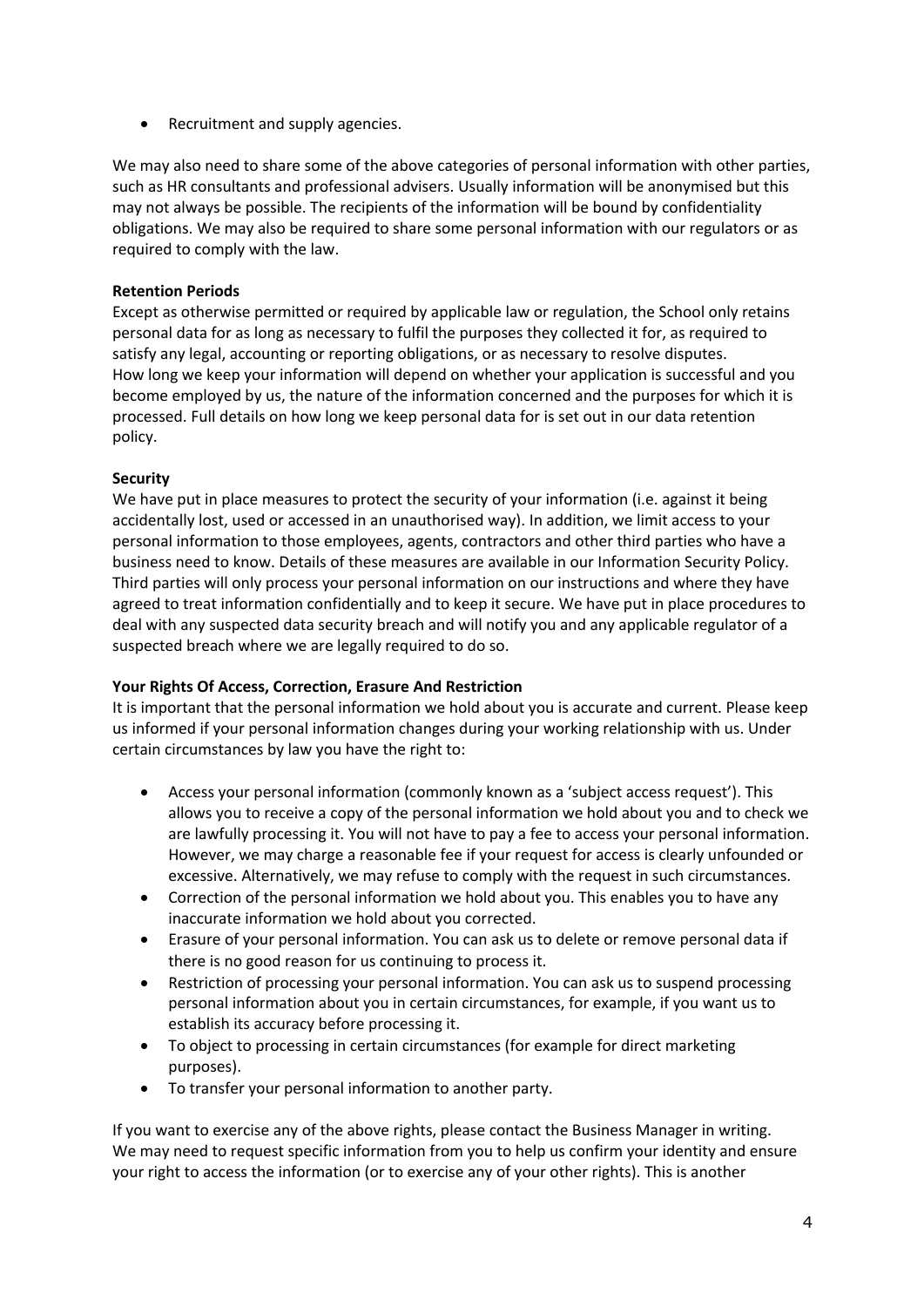- Recruitment and supply agencies.

We may also need to share some of the above categories of personal information with other parties, such as HR consultants and professional advisers. Usually information will be anonymised but this may not always be possible. The recipients of the information will be bound by confidentiality obligations. We may also be required to share some personal information with our regulators or as required to comply with the law.

**Retention Periods**

Except as otherwise permitted or required by applicable law or regulation, the School only retains personal data for as long as necessary to fulfil the purposes they collected it for, as required to satisfy any legal, accounting or reporting obligations, or as necessary to resolve disputes. How long we keep your information will depend on whether your application is successful and you become employed by us, the nature of the information concerned and the purposes for which it is processed. Full details on how long we keep personal data for is set out in our data retention policy.

**Security**

We have put in place measures to protect the security of your information (i.e. against it being accidentally lost, used or accessed in an unauthorised way). In addition, we limit access to your personal information to those employees, agents, contractors and other third parties who have a business need to know. Details of these measures are available in our Information Security Policy. Third parties will only process your personal information on our instructions and where they have agreed to treat information confidentially and to keep it secure. We have put in place procedures to deal with any suspected data security breach and will notify you and any applicable regulator of a suspected breach where we are legally required to do so.

**Your Rights Of Access, Correction, Erasure And Restriction**

It is important that the personal information we hold about you is accurate and current. Please keep us informed if your personal information changes during your working relationship with us. Under certain circumstances by law you have the right to:

- Access your personal information (commonly known as a 'subject access request'). This allows you to receive a copy of the personal information we hold about you and to check we are lawfully processing it. You will not have to pay a fee to access your personal information. However, we may charge a reasonable fee if your request for access is clearly unfounded or excessive. Alternatively, we may refuse to comply with the request in such circumstances.
- Correction of the personal information we hold about you. This enables you to have any inaccurate information we hold about you corrected.
- Erasure of your personal information. You can ask us to delete or remove personal data if there is no good reason for us continuing to process it.
- Restriction of processing your personal information. You can ask us to suspend processing personal information about you in certain circumstances, for example, if you want us to establish its accuracy before processing it.
- To object to processing in certain circumstances (for example for direct marketing purposes).
- To transfer your personal information to another party.

If you want to exercise any of the above rights, please contact the Business Manager in writing. We may need to request specific information from you to help us confirm your identity and ensure your right to access the information (or to exercise any of your other rights). This is another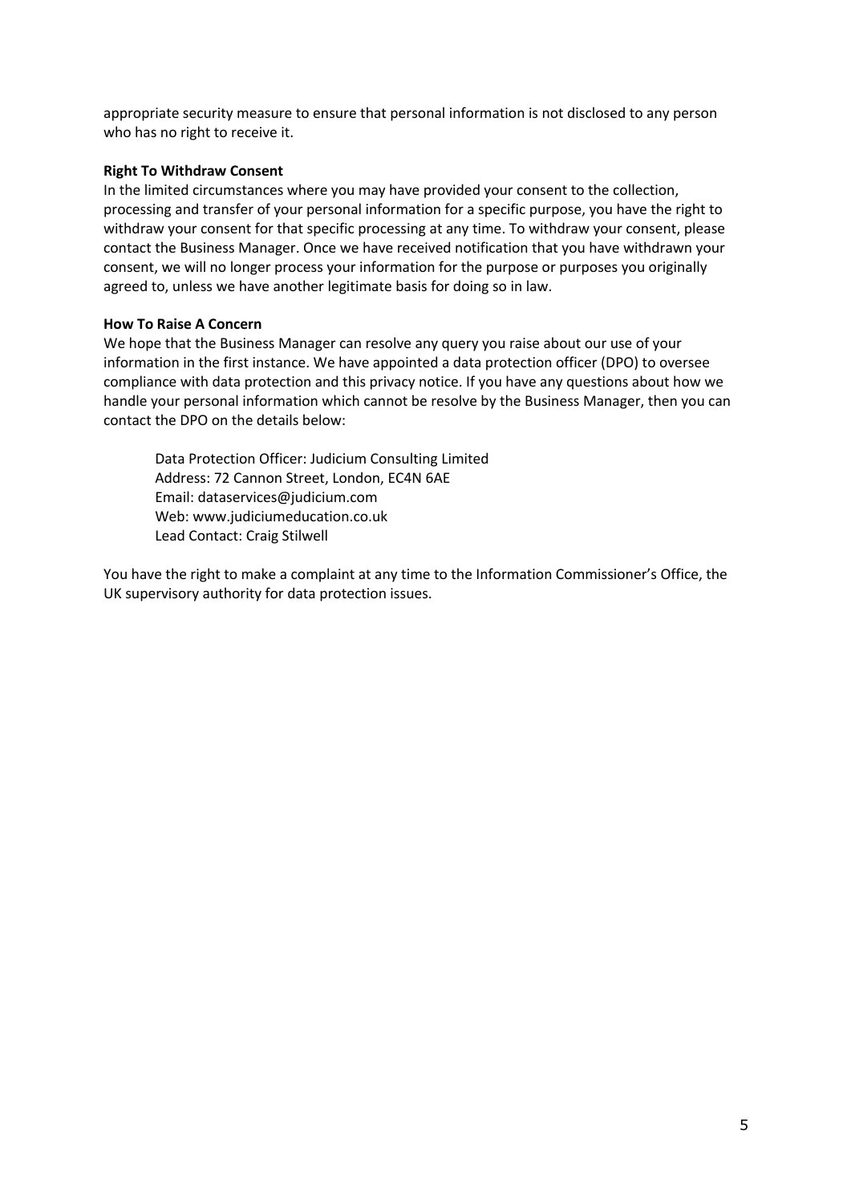appropriate security measure to ensure that personal information is not disclosed to any person who has no right to receive it.

**Right To Withdraw Consent**

In the limited circumstances where you may have provided your consent to the collection, processing and transfer of your personal information for a specific purpose, you have the right to withdraw your consent for that specific processing at any time. To withdraw your consent, please contact the Business Manager. Once we have received notification that you have withdrawn your consent, we will no longer process your information for the purpose or purposes you originally agreed to, unless we have another legitimate basis for doing so in law.

**How To Raise A Concern**

We hope that the Business Manager can resolve any query you raise about our use of your information in the first instance. We have appointed a data protection officer (DPO) to oversee compliance with data protection and this privacy notice. If you have any questions about how we handle your personal information which cannot be resolve by the Business Manager, then you can contact the DPO on the details below:

Data Protection Officer: Judicium Consulting Limited
Address: 72 Cannon Street, London, EC4N 6AE
Email: dataservices@judicium.com
Web: www.judiciumeducation.co.uk
Lead Contact: Craig Stilwell

You have the right to make a complaint at any time to the Information Commissioner's Office, the UK supervisory authority for data protection issues.